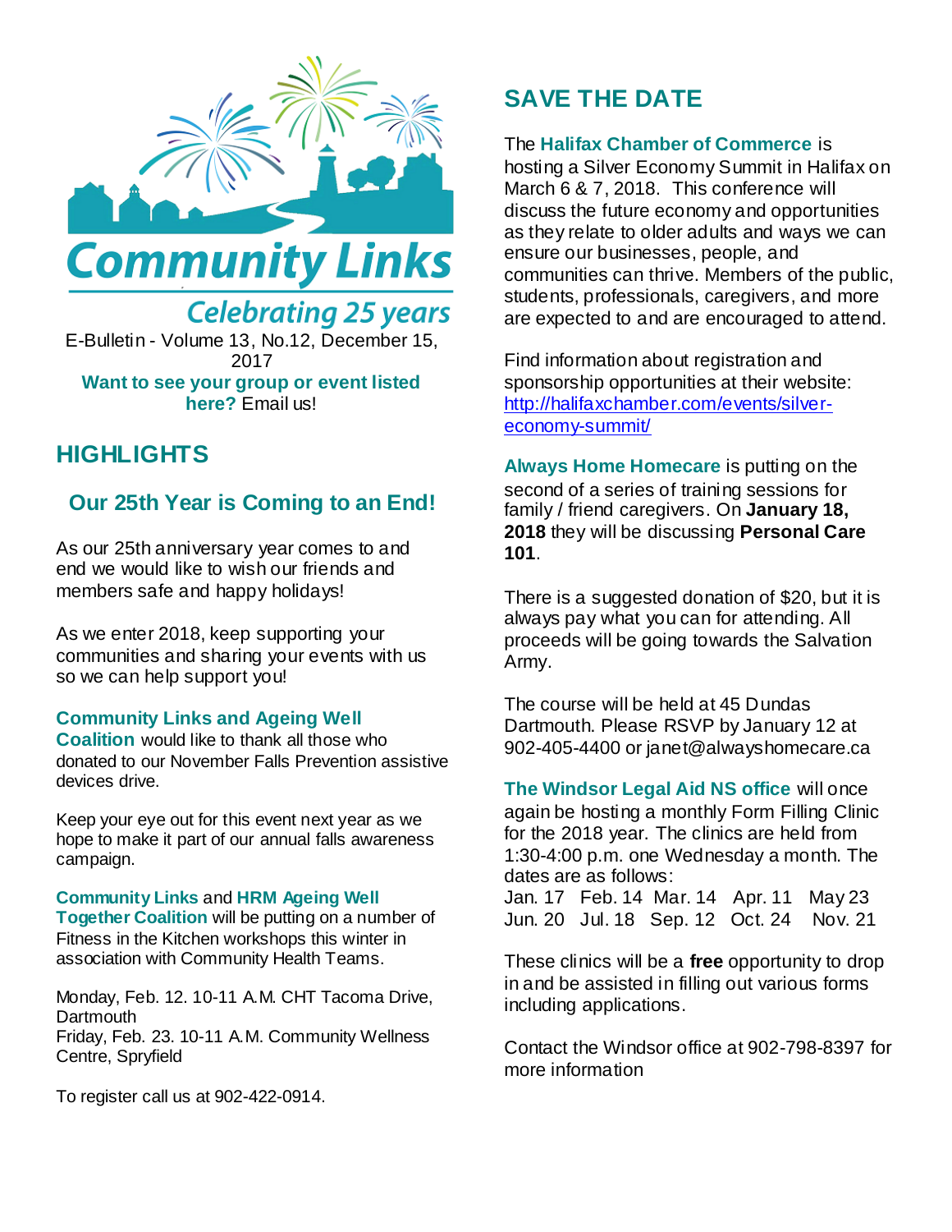# Community Links

*Celebrating 25 years*

E-Bulletin - Volume 13, No.12, December 15, 2017

**Want to see your group or event listed here?** Email us!

## HIGHLIGHTS

### Our 25th Year is Coming to an End!

As our 25th anniversary year comes to and end we would like to wish our friends and members safe and happy holidays!

As we enter 2018, keep supporting your communities and sharing your events with us so we can help support you!

**Community Links and Ageing Well Coalition** would like to thank all those who donated to our November Falls Prevention assistive devices drive.

Keep your eye out for this event next year as we hope to make it part of our annual falls awareness campaign.

**Community Links** and **HRM Ageing Well Together Coalition** will be putting on a number of Fitness in the Kitchen workshops this winter in association with Community Health Teams.

Monday, Feb. 12. 10-11 A.M. CHT Tacoma Drive, Dartmouth
Friday, Feb. 23. 10-11 A.M. Community Wellness Centre, Spryfield

To register call us at 902-422-0914.

## SAVE THE DATE

The **Halifax Chamber of Commerce** is hosting a Silver Economy Summit in Halifax on March 6 & 7, 2018. This conference will discuss the future economy and opportunities as they relate to older adults and ways we can ensure our businesses, people, and communities can thrive. Members of the public, students, professionals, caregivers, and more are expected to and are encouraged to attend.

Find information about registration and sponsorship opportunities at their website: http://halifaxchamber.com/events/silver-economy-summit/

**Always Home Homecare** is putting on the second of a series of training sessions for family / friend caregivers. On **January 18, 2018** they will be discussing **Personal Care 101**.

There is a suggested donation of $20, but it is always pay what you can for attending. All proceeds will be going towards the Salvation Army.

The course will be held at 45 Dundas Dartmouth. Please RSVP by January 12 at 902-405-4400 or janet@alwayshomecare.ca

**The Windsor Legal Aid NS office** will once again be hosting a monthly Form Filling Clinic for the 2018 year. The clinics are held from 1:30-4:00 p.m. one Wednesday a month. The dates are as follows:

Jan. 17 Feb. 14 Mar. 14 Apr. 11 May 23
Jun. 20 Jul. 18 Sep. 12 Oct. 24 Nov. 21

These clinics will be a **free** opportunity to drop in and be assisted in filling out various forms including applications.

Contact the Windsor office at 902-798-8397 for more information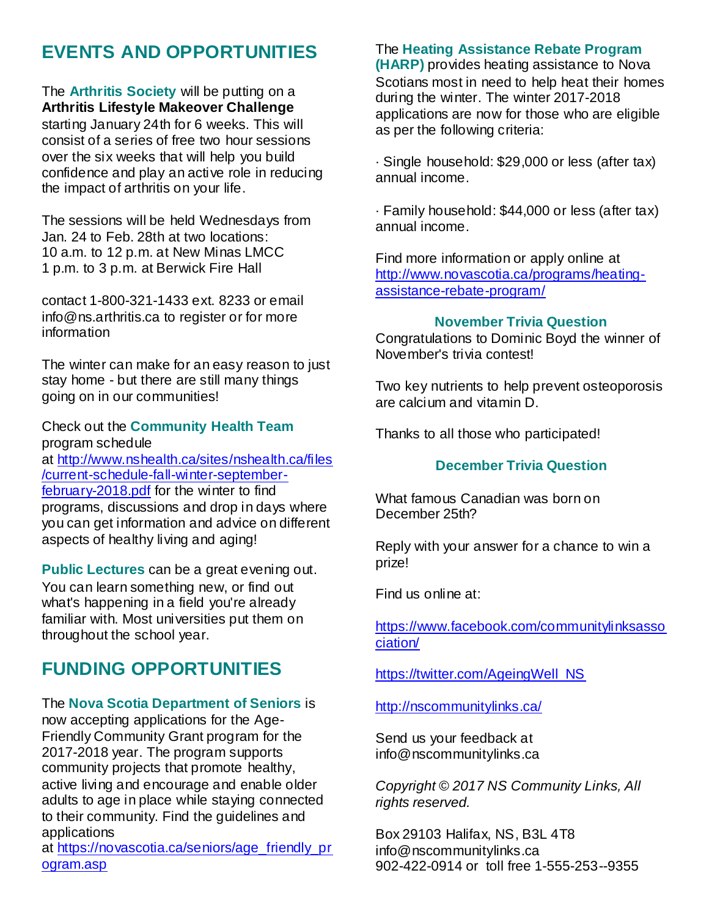## EVENTS AND OPPORTUNITIES

The **Arthritis Society** will be putting on a **Arthritis Lifestyle Makeover Challenge** starting January 24th for 6 weeks. This will consist of a series of free two hour sessions over the six weeks that will help you build confidence and play an active role in reducing the impact of arthritis on your life.

The sessions will be held Wednesdays from Jan. 24 to Feb. 28th at two locations:
10 a.m. to 12 p.m. at New Minas LMCC
1 p.m. to 3 p.m. at Berwick Fire Hall

contact 1-800-321-1433 ext. 8233 or email info@ns.arthritis.ca to register or for more information

The winter can make for an easy reason to just stay home - but there are still many things going on in our communities!

Check out the **Community Health Team** program schedule at http://www.nshealth.ca/sites/nshealth.ca/files/current-schedule-fall-winter-september-february-2018.pdf for the winter to find programs, discussions and drop in days where you can get information and advice on different aspects of healthy living and aging!

**Public Lectures** can be a great evening out. You can learn something new, or find out what's happening in a field you're already familiar with. Most universities put them on throughout the school year.

## FUNDING OPPORTUNITIES

The **Nova Scotia Department of Seniors** is now accepting applications for the Age-Friendly Community Grant program for the 2017-2018 year. The program supports community projects that promote healthy, active living and encourage and enable older adults to age in place while staying connected to their community. Find the guidelines and applications at https://novascotia.ca/seniors/age_friendly_program.asp

The **Heating Assistance Rebate Program (HARP)** provides heating assistance to Nova Scotians most in need to help heat their homes during the winter. The winter 2017-2018 applications are now for those who are eligible as per the following criteria:

· Single household: $29,000 or less (after tax) annual income.

· Family household: $44,000 or less (after tax) annual income.

Find more information or apply online at http://www.novascotia.ca/programs/heating-assistance-rebate-program/

### November Trivia Question

Congratulations to Dominic Boyd the winner of November's trivia contest!

Two key nutrients to help prevent osteoporosis are calcium and vitamin D.

Thanks to all those who participated!

### December Trivia Question

What famous Canadian was born on December 25th?

Reply with your answer for a chance to win a prize!

Find us online at:

https://www.facebook.com/communitylinksassociation/

https://twitter.com/AgeingWell_NS

http://nscommunitylinks.ca/

Send us your feedback at info@nscommunitylinks.ca

*Copyright © 2017 NS Community Links, All rights reserved.*

Box 29103 Halifax, NS, B3L 4T8
info@nscommunitylinks.ca
902-422-0914 or toll free 1-555-253--9355